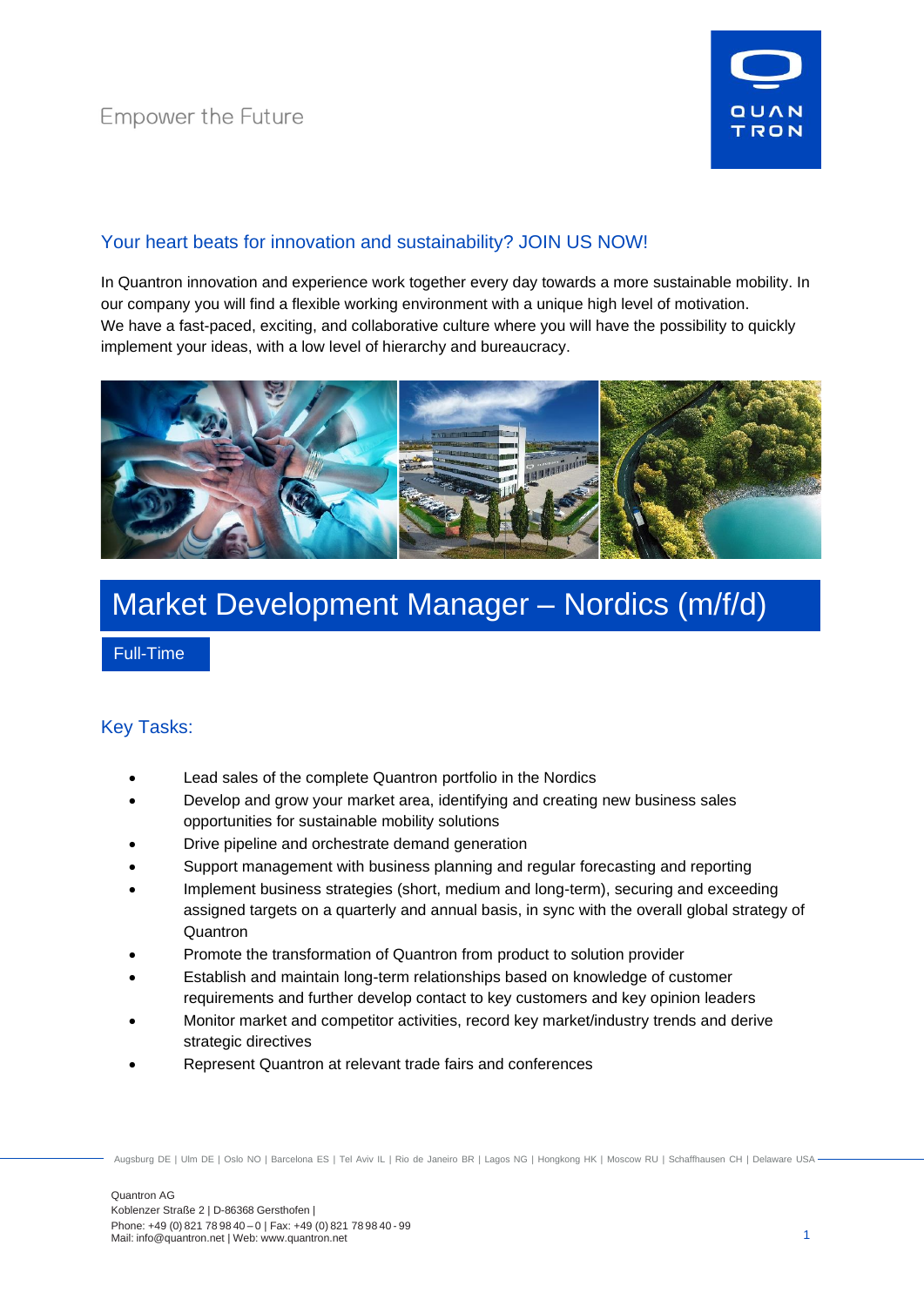Empower the Future

## Your heart beats for innovation and sustainability? JOIN US NOW!

In Quantron innovation and experience work together every day towards a more sustainable mobility. In our company you will find a flexible working environment with a unique high level of motivation.
We have a fast-paced, exciting, and collaborative culture where you will have the possibility to quickly implement your ideas, with a low level of hierarchy and bureaucracy.

# Market Development Manager – Nordics (m/f/d)

Full-Time

## Key Tasks:

- Lead sales of the complete Quantron portfolio in the Nordics
- Develop and grow your market area, identifying and creating new business sales opportunities for sustainable mobility solutions
- Drive pipeline and orchestrate demand generation
- Support management with business planning and regular forecasting and reporting
- Implement business strategies (short, medium and long-term), securing and exceeding assigned targets on a quarterly and annual basis, in sync with the overall global strategy of Quantron
- Promote the transformation of Quantron from product to solution provider
- Establish and maintain long-term relationships based on knowledge of customer requirements and further develop contact to key customers and key opinion leaders
- Monitor market and competitor activities, record key market/industry trends and derive strategic directives
- Represent Quantron at relevant trade fairs and conferences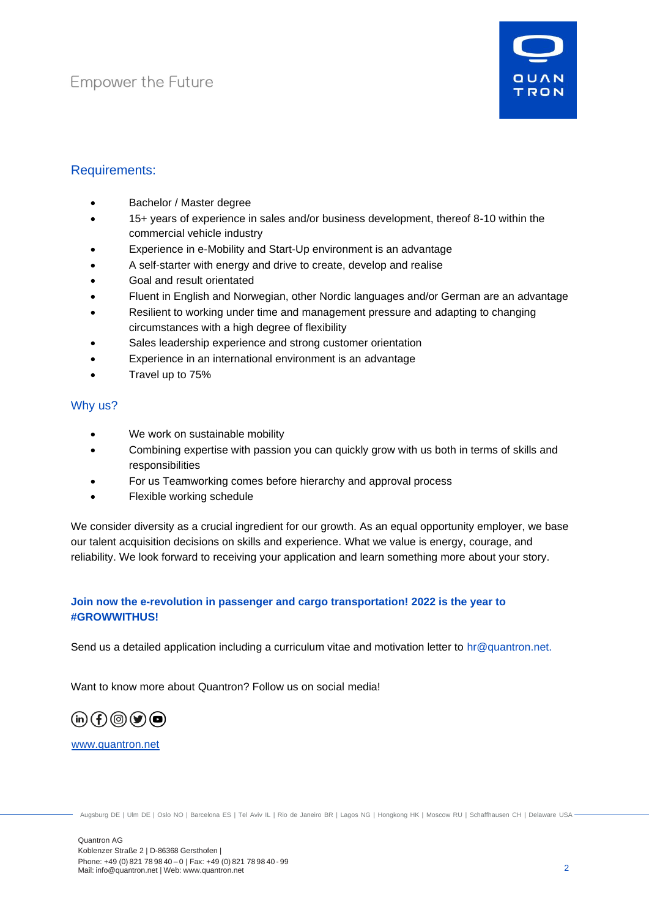## Requirements:

- Bachelor / Master degree
- 15+ years of experience in sales and/or business development, thereof 8-10 within the commercial vehicle industry
- Experience in e-Mobility and Start-Up environment is an advantage
- A self-starter with energy and drive to create, develop and realise
- Goal and result orientated
- Fluent in English and Norwegian, other Nordic languages and/or German are an advantage
- Resilient to working under time and management pressure and adapting to changing circumstances with a high degree of flexibility
- Sales leadership experience and strong customer orientation
- Experience in an international environment is an advantage
- Travel up to 75%

## Why us?

- We work on sustainable mobility
- Combining expertise with passion you can quickly grow with us both in terms of skills and responsibilities
- For us Teamworking comes before hierarchy and approval process
- Flexible working schedule

We consider diversity as a crucial ingredient for our growth. As an equal opportunity employer, we base our talent acquisition decisions on skills and experience. What we value is energy, courage, and reliability. We look forward to receiving your application and learn something more about your story.

**Join now the e-revolution in passenger and cargo transportation! 2022 is the year to #GROWWITHUS!**

Send us a detailed application including a curriculum vitae and motivation letter to hr@quantron.net.

Want to know more about Quantron? Follow us on social media!

www.quantron.net

Augsburg DE | Ulm DE | Oslo NO | Barcelona ES | Tel Aviv IL | Rio de Janeiro BR | Lagos NG | Hongkong HK | Moscow RU | Schaffhausen CH | Delaware USA

Quantron AG
Koblenzer Straße 2 | D-86368 Gersthofen |
Phone: +49 (0) 821 78 98 40 – 0 | Fax: +49 (0) 821 78 98 40 - 99
Mail: info@quantron.net | Web: www.quantron.net